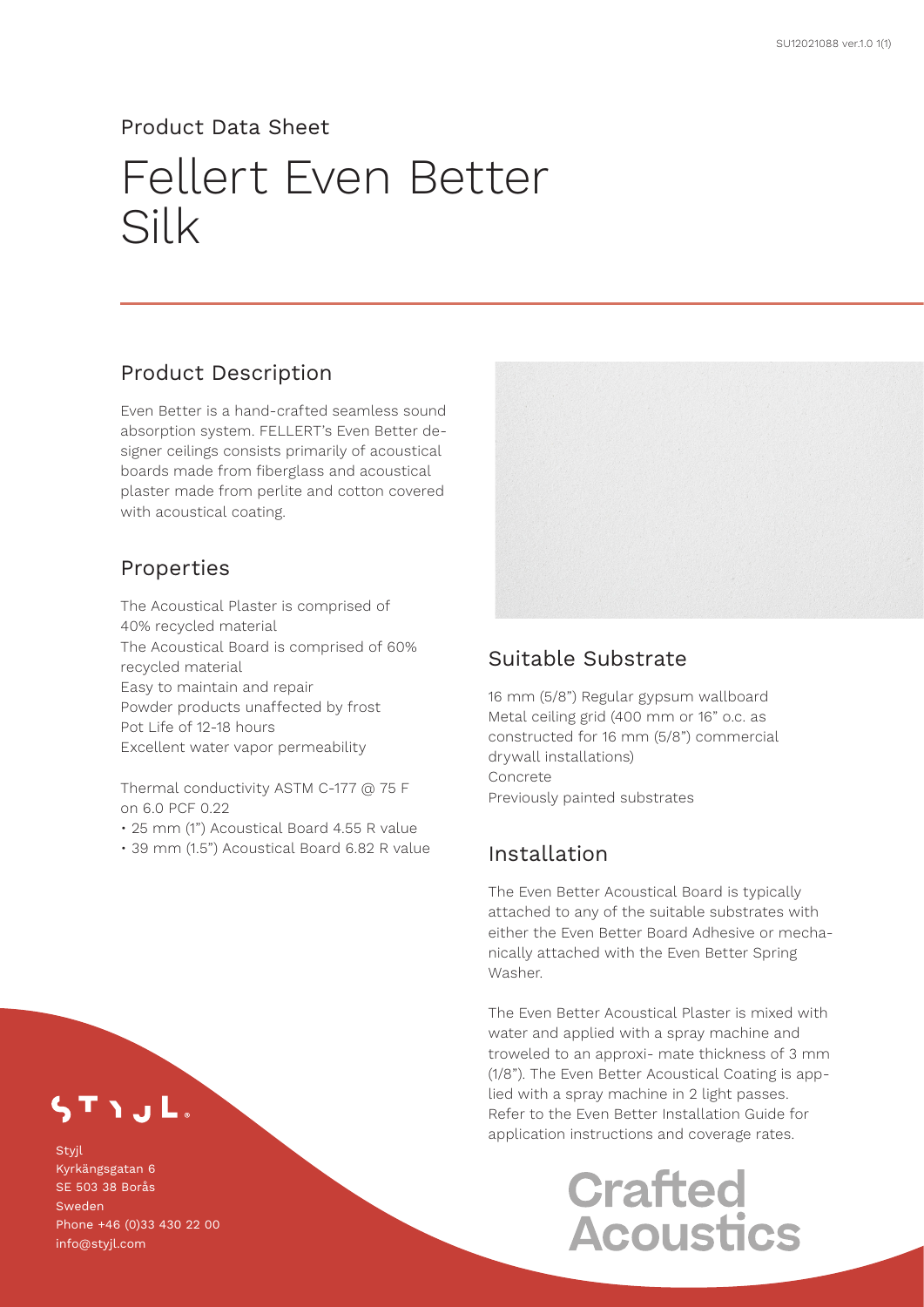Product Data Sheet

# Fellert Even Better Silk

## Product Description

Even Better is a hand-crafted seamless sound absorption system. FELLERT's Even Better designer ceilings consists primarily of acoustical boards made from fiberglass and acoustical plaster made from perlite and cotton covered with acoustical coating.

## Properties

The Acoustical Plaster is comprised of 40% recycled material
The Acoustical Board is comprised of 60% recycled material
Easy to maintain and repair
Powder products unaffected by frost
Pot Life of 12-18 hours
Excellent water vapor permeability

Thermal conductivity ASTM C-177 @ 75 F on 6.0 PCF 0.22

- 25 mm (1") Acoustical Board 4.55 R value
- 39 mm (1.5") Acoustical Board 6.82 R value

## Suitable Substrate

16 mm (5/8") Regular gypsum wallboard
Metal ceiling grid (400 mm or 16" o.c. as constructed for 16 mm (5/8") commercial drywall installations)
Concrete
Previously painted substrates

## Installation

The Even Better Acoustical Board is typically attached to any of the suitable substrates with either the Even Better Board Adhesive or mechanically attached with the Even Better Spring Washer.

The Even Better Acoustical Plaster is mixed with water and applied with a spray machine and troweled to an approxi- mate thickness of 3 mm (1/8"). The Even Better Acoustical Coating is applied with a spray machine in 2 light passes. Refer to the Even Better Installation Guide for application instructions and coverage rates.

STYJL

Styjl
Kyrkängsgatan 6
SE 503 38 Borås
Sweden
Phone +46 (0)33 430 22 00
info@styjl.com

Crafted Acoustics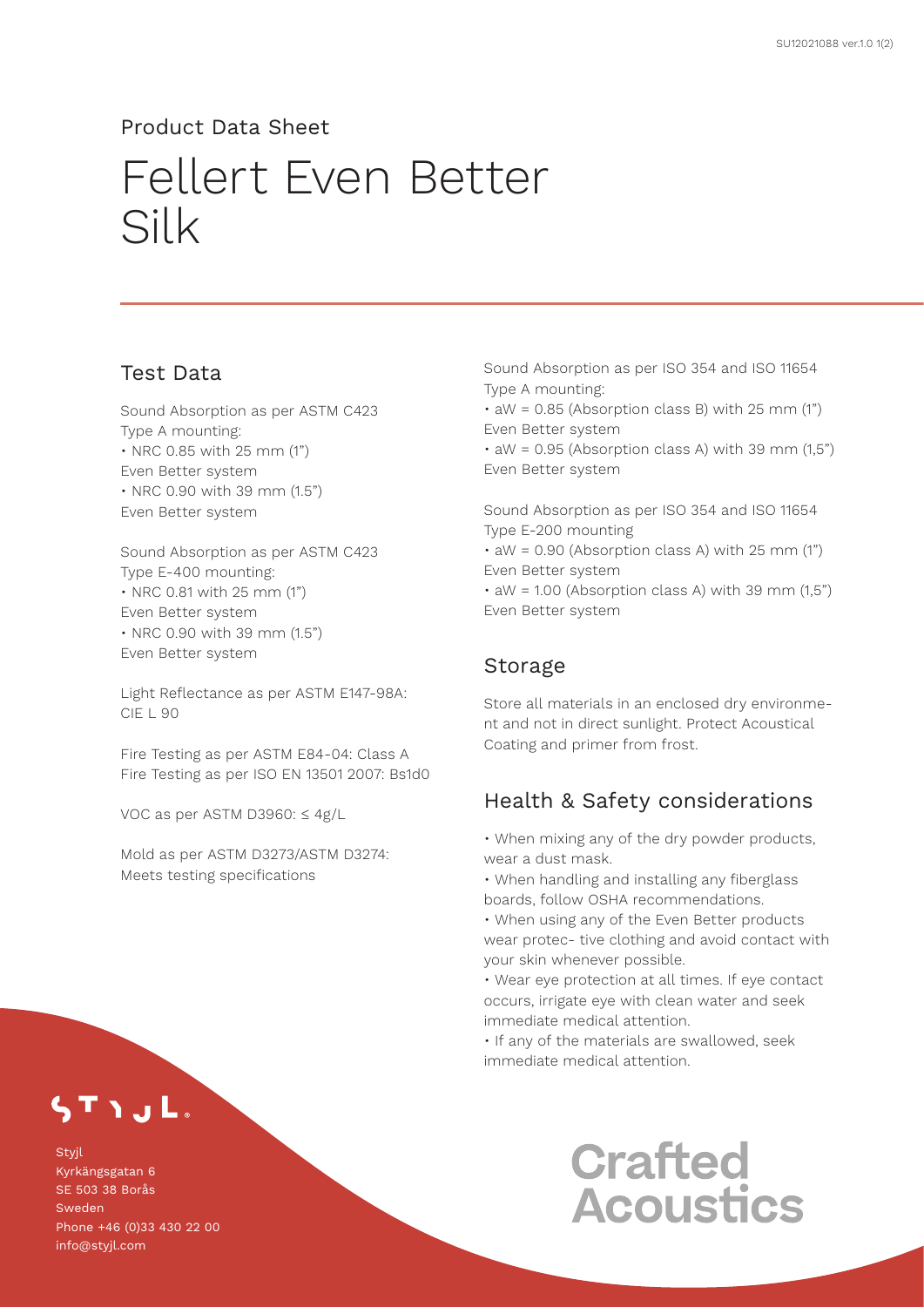Product Data Sheet

# Fellert Even Better Silk

## Test Data

Sound Absorption as per ASTM C423 Type A mounting:
• NRC 0.85 with 25 mm (1") Even Better system
• NRC 0.90 with 39 mm (1.5") Even Better system

Sound Absorption as per ASTM C423 Type E-400 mounting:
• NRC 0.81 with 25 mm (1") Even Better system
• NRC 0.90 with 39 mm (1.5") Even Better system

Light Reflectance as per ASTM E147-98A: CIE L 90

Fire Testing as per ASTM E84-04: Class A
Fire Testing as per ISO EN 13501 2007: Bs1d0

VOC as per ASTM D3960: ≤ 4g/L

Mold as per ASTM D3273/ASTM D3274: Meets testing specifications

Sound Absorption as per ISO 354 and ISO 11654 Type A mounting:
• aW = 0.85 (Absorption class B) with 25 mm (1") Even Better system
• aW = 0.95 (Absorption class A) with 39 mm (1,5") Even Better system

Sound Absorption as per ISO 354 and ISO 11654 Type E-200 mounting
• aW = 0.90 (Absorption class A) with 25 mm (1") Even Better system
• aW = 1.00 (Absorption class A) with 39 mm (1,5") Even Better system

## Storage

Store all materials in an enclosed dry environment and not in direct sunlight. Protect Acoustical Coating and primer from frost.

## Health & Safety considerations

• When mixing any of the dry powder products, wear a dust mask.
• When handling and installing any fiberglass boards, follow OSHA recommendations.
• When using any of the Even Better products wear protec- tive clothing and avoid contact with your skin whenever possible.
• Wear eye protection at all times. If eye contact occurs, irrigate eye with clean water and seek immediate medical attention.
• If any of the materials are swallowed, seek immediate medical attention.

STYJL

Styjl
Kyrkängsgatan 6
SE 503 38 Borås
Sweden
Phone +46 (0)33 430 22 00
info@styjl.com

Crafted Acoustics